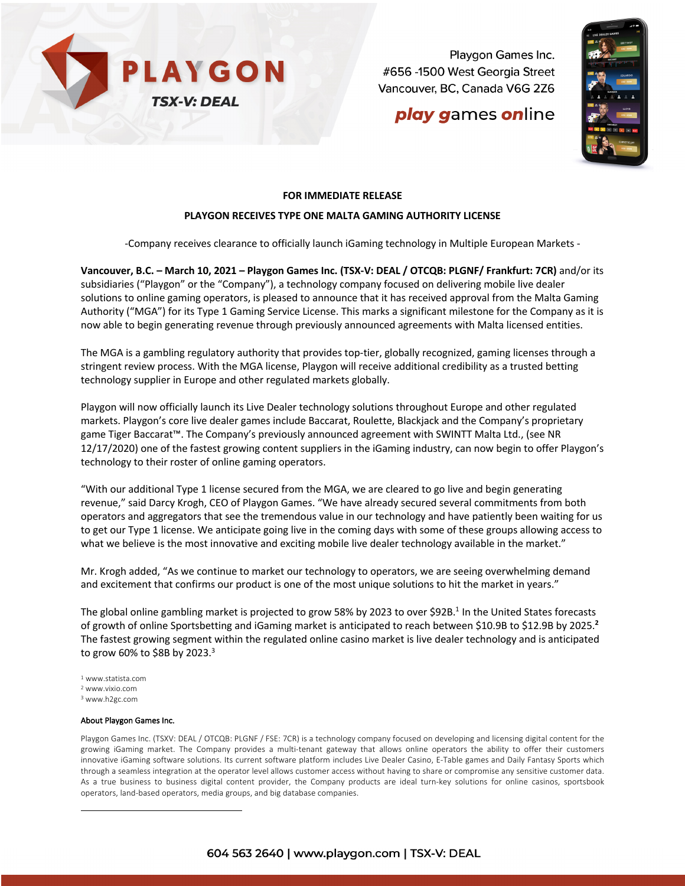Playgon Games Inc.
#656 -1500 West Georgia Street
Vancouver, BC, Canada V6G 2Z6

**FOR IMMEDIATE RELEASE**

**PLAYGON RECEIVES TYPE ONE MALTA GAMING AUTHORITY LICENSE**

-Company receives clearance to officially launch iGaming technology in Multiple European Markets -

**Vancouver, B.C. – March 10, 2021 – Playgon Games Inc. (TSX-V: DEAL / OTCQB: PLGNF/ Frankfurt: 7CR)** and/or its subsidiaries ("Playgon" or the "Company"), a technology company focused on delivering mobile live dealer solutions to online gaming operators, is pleased to announce that it has received approval from the Malta Gaming Authority ("MGA") for its Type 1 Gaming Service License. This marks a significant milestone for the Company as it is now able to begin generating revenue through previously announced agreements with Malta licensed entities.

The MGA is a gambling regulatory authority that provides top-tier, globally recognized, gaming licenses through a stringent review process. With the MGA license, Playgon will receive additional credibility as a trusted betting technology supplier in Europe and other regulated markets globally.

Playgon will now officially launch its Live Dealer technology solutions throughout Europe and other regulated markets. Playgon's core live dealer games include Baccarat, Roulette, Blackjack and the Company's proprietary game Tiger Baccarat™. The Company's previously announced agreement with SWINTT Malta Ltd., (see NR 12/17/2020) one of the fastest growing content suppliers in the iGaming industry, can now begin to offer Playgon's technology to their roster of online gaming operators.

"With our additional Type 1 license secured from the MGA, we are cleared to go live and begin generating revenue," said Darcy Krogh, CEO of Playgon Games. "We have already secured several commitments from both operators and aggregators that see the tremendous value in our technology and have patiently been waiting for us to get our Type 1 license. We anticipate going live in the coming days with some of these groups allowing access to what we believe is the most innovative and exciting mobile live dealer technology available in the market."

Mr. Krogh added, "As we continue to market our technology to operators, we are seeing overwhelming demand and excitement that confirms our product is one of the most unique solutions to hit the market in years."

The global online gambling market is projected to grow 58% by 2023 to over $92B.[1] In the United States forecasts of growth of online Sportsbetting and iGaming market is anticipated to reach between $10.9B to $12.9B by 2025.[2] The fastest growing segment within the regulated online casino market is live dealer technology and is anticipated to grow 60% to $8B by 2023.[3]

[1] www.statista.com
[2] www.vixio.com
[3] www.h2gc.com

**About Playgon Games Inc.**

Playgon Games Inc. (TSXV: DEAL / OTCQB: PLGNF / FSE: 7CR) is a technology company focused on developing and licensing digital content for the growing iGaming market. The Company provides a multi-tenant gateway that allows online operators the ability to offer their customers innovative iGaming software solutions. Its current software platform includes Live Dealer Casino, E-Table games and Daily Fantasy Sports which through a seamless integration at the operator level allows customer access without having to share or compromise any sensitive customer data. As a true business to business digital content provider, the Company products are ideal turn-key solutions for online casinos, sportsbook operators, land-based operators, media groups, and big database companies.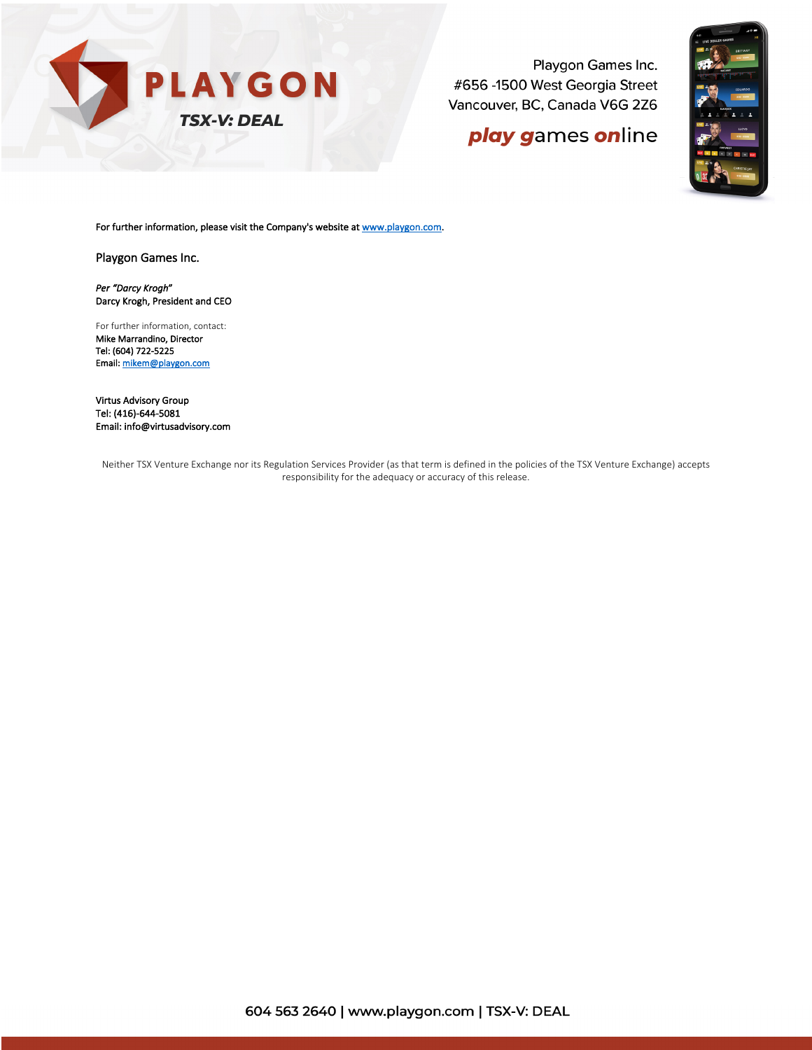For further information, please visit the Company's website at www.playgon.com.

Playgon Games Inc.

*Per "Darcy Krogh"*
Darcy Krogh, President and CEO

For further information, contact:
Mike Marrandino, Director
Tel: (604) 722-5225
Email: mikem@playgon.com

Virtus Advisory Group
Tel: (416)-644-5081
Email: info@virtusadvisory.com

Neither TSX Venture Exchange nor its Regulation Services Provider (as that term is defined in the policies of the TSX Venture Exchange) accepts responsibility for the adequacy or accuracy of this release.